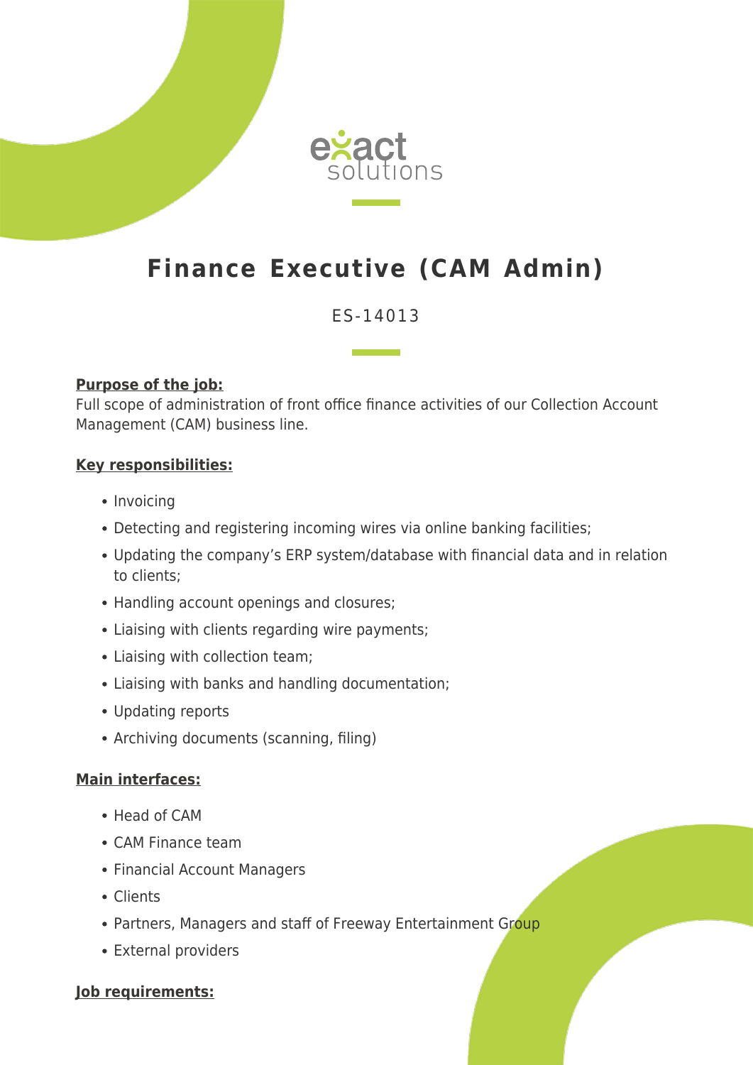# Finance Executive (CAM Admin)

ES-14013

**Purpose of the job:**

Full scope of administration of front office finance activities of our Collection Account Management (CAM) business line.

**Key responsibilities:**

- Invoicing
- Detecting and registering incoming wires via online banking facilities;
- Updating the company's ERP system/database with financial data and in relation to clients;
- Handling account openings and closures;
- Liaising with clients regarding wire payments;
- Liaising with collection team;
- Liaising with banks and handling documentation;
- Updating reports
- Archiving documents (scanning, filing)

**Main interfaces:**

- Head of CAM
- CAM Finance team
- Financial Account Managers
- Clients
- Partners, Managers and staff of Freeway Entertainment Group
- External providers

**Job requirements:**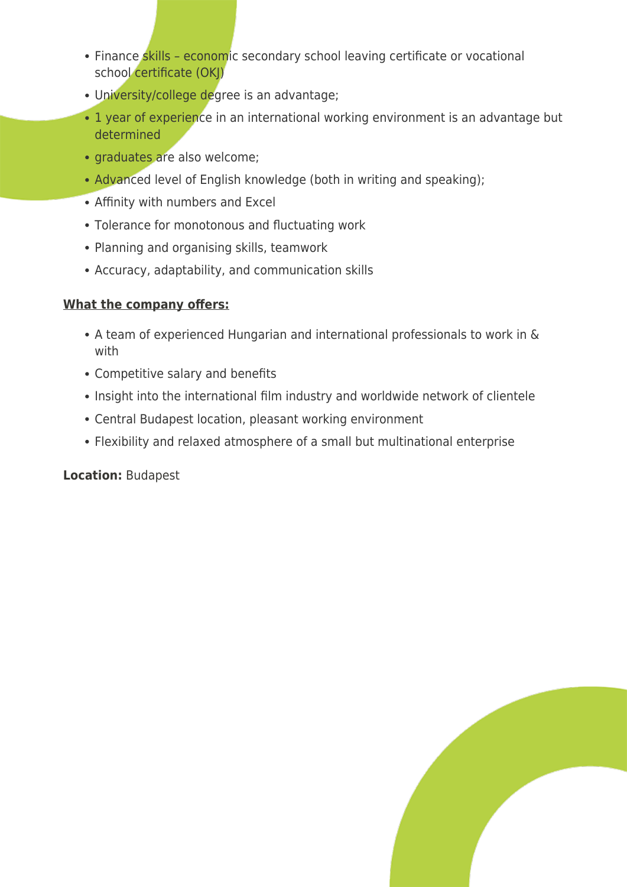- Finance skills – economic secondary school leaving certificate or vocational school certificate (OKJ)
- University/college degree is an advantage;
- 1 year of experience in an international working environment is an advantage but determined
- graduates are also welcome;
- Advanced level of English knowledge (both in writing and speaking);
- Affinity with numbers and Excel
- Tolerance for monotonous and fluctuating work
- Planning and organising skills, teamwork
- Accuracy, adaptability, and communication skills

**What the company offers:**

- A team of experienced Hungarian and international professionals to work in & with
- Competitive salary and benefits
- Insight into the international film industry and worldwide network of clientele
- Central Budapest location, pleasant working environment
- Flexibility and relaxed atmosphere of a small but multinational enterprise

**Location:** Budapest